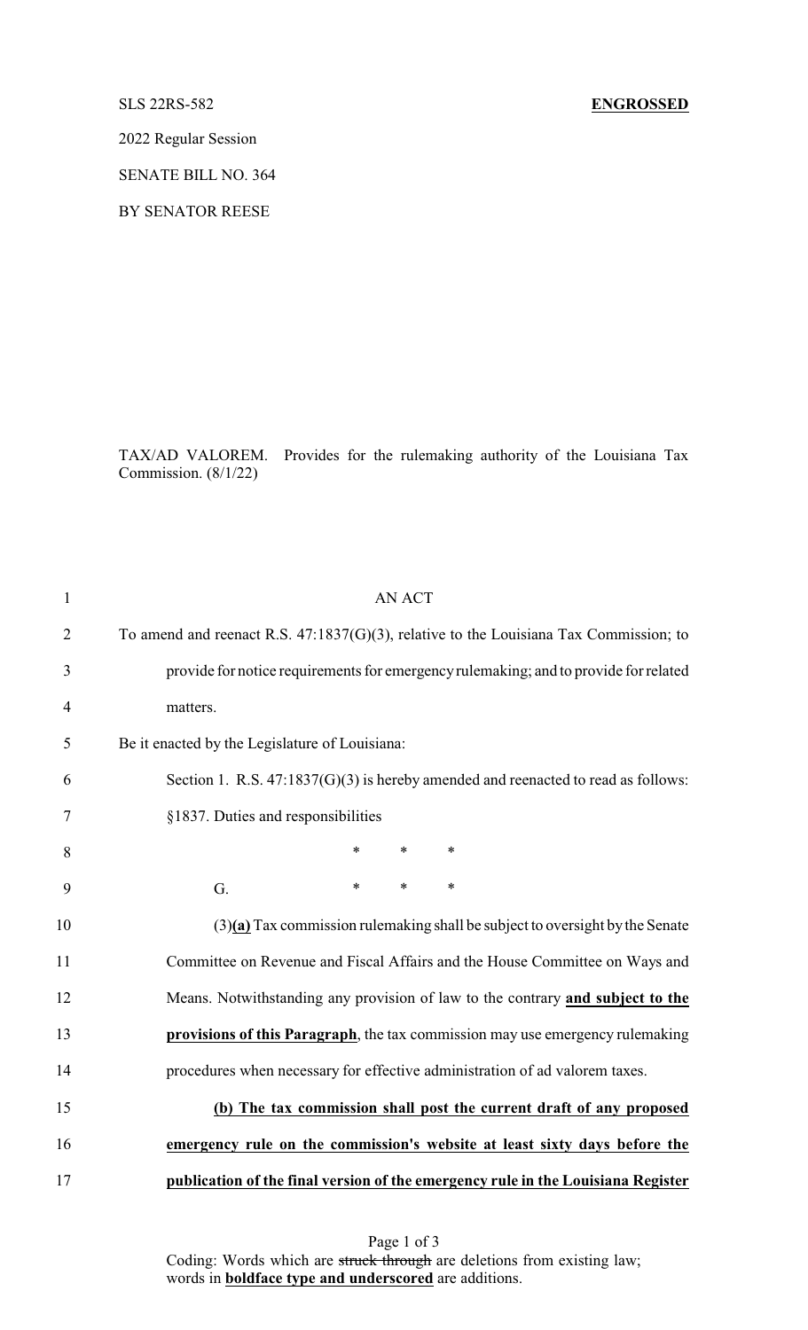SLS 22RS-582 **ENGROSSED**

2022 Regular Session

SENATE BILL NO. 364

BY SENATOR REESE

TAX/AD VALOREM. Provides for the rulemaking authority of the Louisiana Tax Commission. (8/1/22)

AN ACT

To amend and reenact R.S. 47:1837(G)(3), relative to the Louisiana Tax Commission; to provide for notice requirements for emergency rulemaking; and to provide for related matters.

Be it enacted by the Legislature of Louisiana:

Section 1. R.S. 47:1837(G)(3) is hereby amended and reenacted to read as follows:

§1837. Duties and responsibilities

\* \* \*

G. \* \* \*

(3)**(a)** Tax commission rulemaking shall be subject to oversight by the Senate Committee on Revenue and Fiscal Affairs and the House Committee on Ways and Means. Notwithstanding any provision of law to the contrary **and subject to the provisions of this Paragraph**, the tax commission may use emergency rulemaking procedures when necessary for effective administration of ad valorem taxes.

**(b) The tax commission shall post the current draft of any proposed emergency rule on the commission's website at least sixty days before the publication of the final version of the emergency rule in the Louisiana Register**

Coding: Words which are ~~struck through~~ are deletions from existing law; words in **boldface type and underscored** are additions.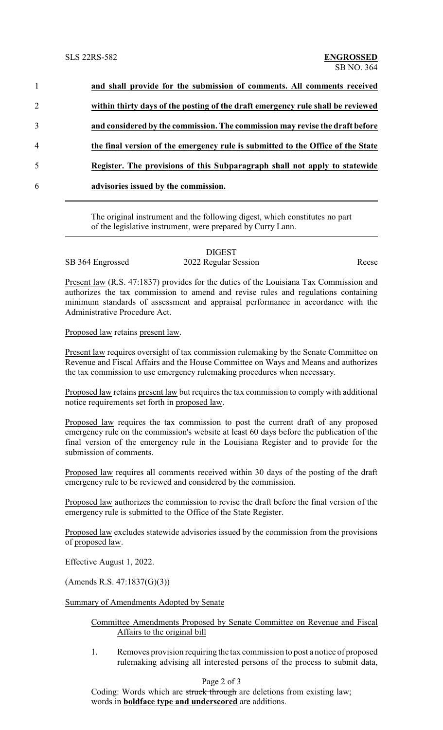1 **and shall provide for the submission of comments. All comments received**

2 **within thirty days of the posting of the draft emergency rule shall be reviewed**

3 **and considered by the commission. The commission may revise the draft before**

4 **the final version of the emergency rule is submitted to the Office of the State**

5 **Register. The provisions of this Subparagraph shall not apply to statewide**

6 **advisories issued by the commission.**

---

The original instrument and the following digest, which constitutes no part of the legislative instrument, were prepared by Curry Lann.

---

DIGEST

SB 364 Engrossed — 2022 Regular Session — Reese

Present law (R.S. 47:1837) provides for the duties of the Louisiana Tax Commission and authorizes the tax commission to amend and revise rules and regulations containing minimum standards of assessment and appraisal performance in accordance with the Administrative Procedure Act.

Proposed law retains present law.

Present law requires oversight of tax commission rulemaking by the Senate Committee on Revenue and Fiscal Affairs and the House Committee on Ways and Means and authorizes the tax commission to use emergency rulemaking procedures when necessary.

Proposed law retains present law but requires the tax commission to comply with additional notice requirements set forth in proposed law.

Proposed law requires the tax commission to post the current draft of any proposed emergency rule on the commission's website at least 60 days before the publication of the final version of the emergency rule in the Louisiana Register and to provide for the submission of comments.

Proposed law requires all comments received within 30 days of the posting of the draft emergency rule to be reviewed and considered by the commission.

Proposed law authorizes the commission to revise the draft before the final version of the emergency rule is submitted to the Office of the State Register.

Proposed law excludes statewide advisories issued by the commission from the provisions of proposed law.

Effective August 1, 2022.

(Amends R.S. 47:1837(G)(3))

Summary of Amendments Adopted by Senate

Committee Amendments Proposed by Senate Committee on Revenue and Fiscal Affairs to the original bill

1. Removes provision requiring the tax commission to post a notice of proposed rulemaking advising all interested persons of the process to submit data,

Coding: Words which are ~~struck through~~ are deletions from existing law; words in **boldface type and underscored** are additions.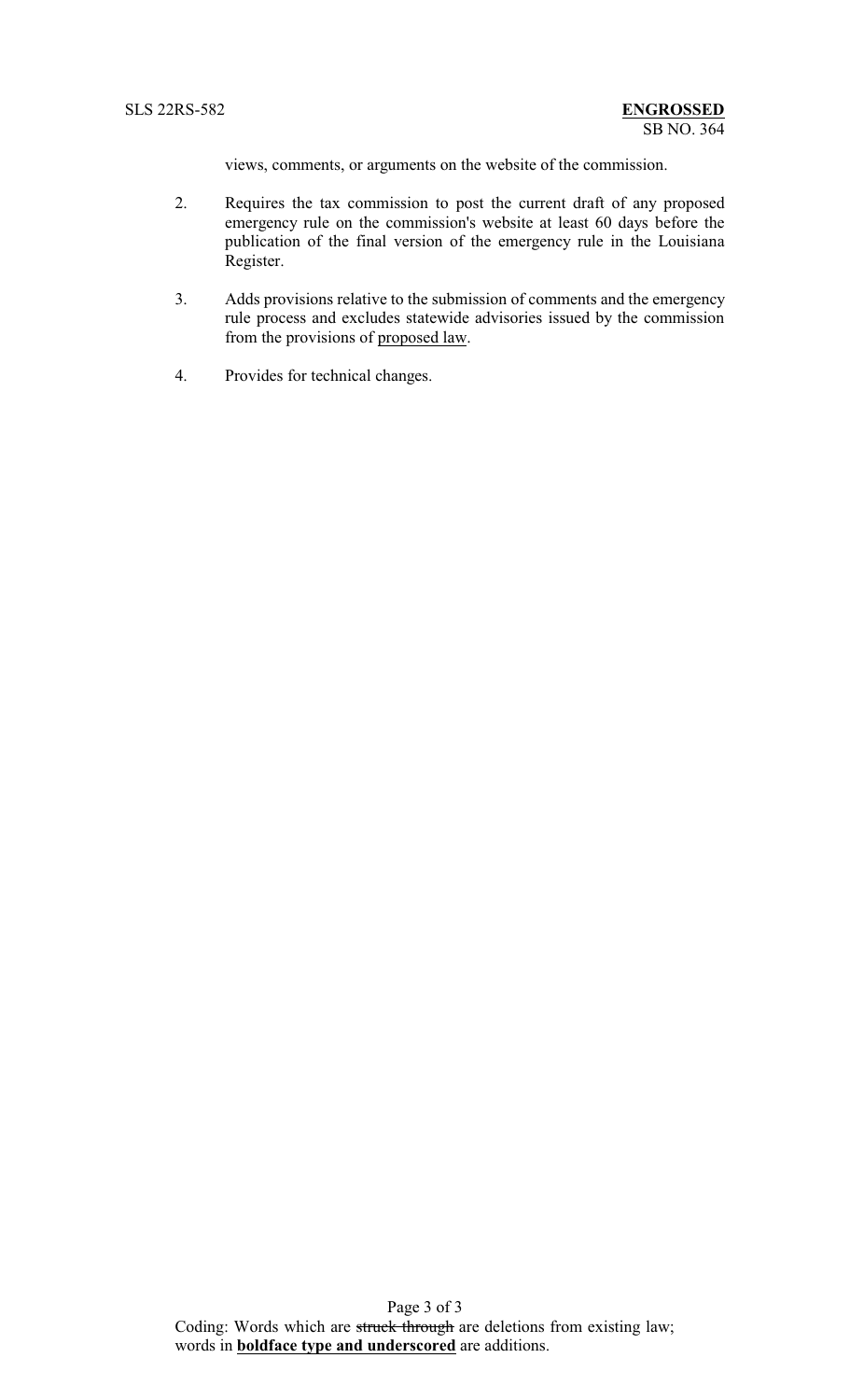views, comments, or arguments on the website of the commission.

2. Requires the tax commission to post the current draft of any proposed emergency rule on the commission's website at least 60 days before the publication of the final version of the emergency rule in the Louisiana Register.

3. Adds provisions relative to the submission of comments and the emergency rule process and excludes statewide advisories issued by the commission from the provisions of proposed law.

4. Provides for technical changes.

Coding: Words which are ~~struck through~~ are deletions from existing law; words in **boldface type and underscored** are additions.